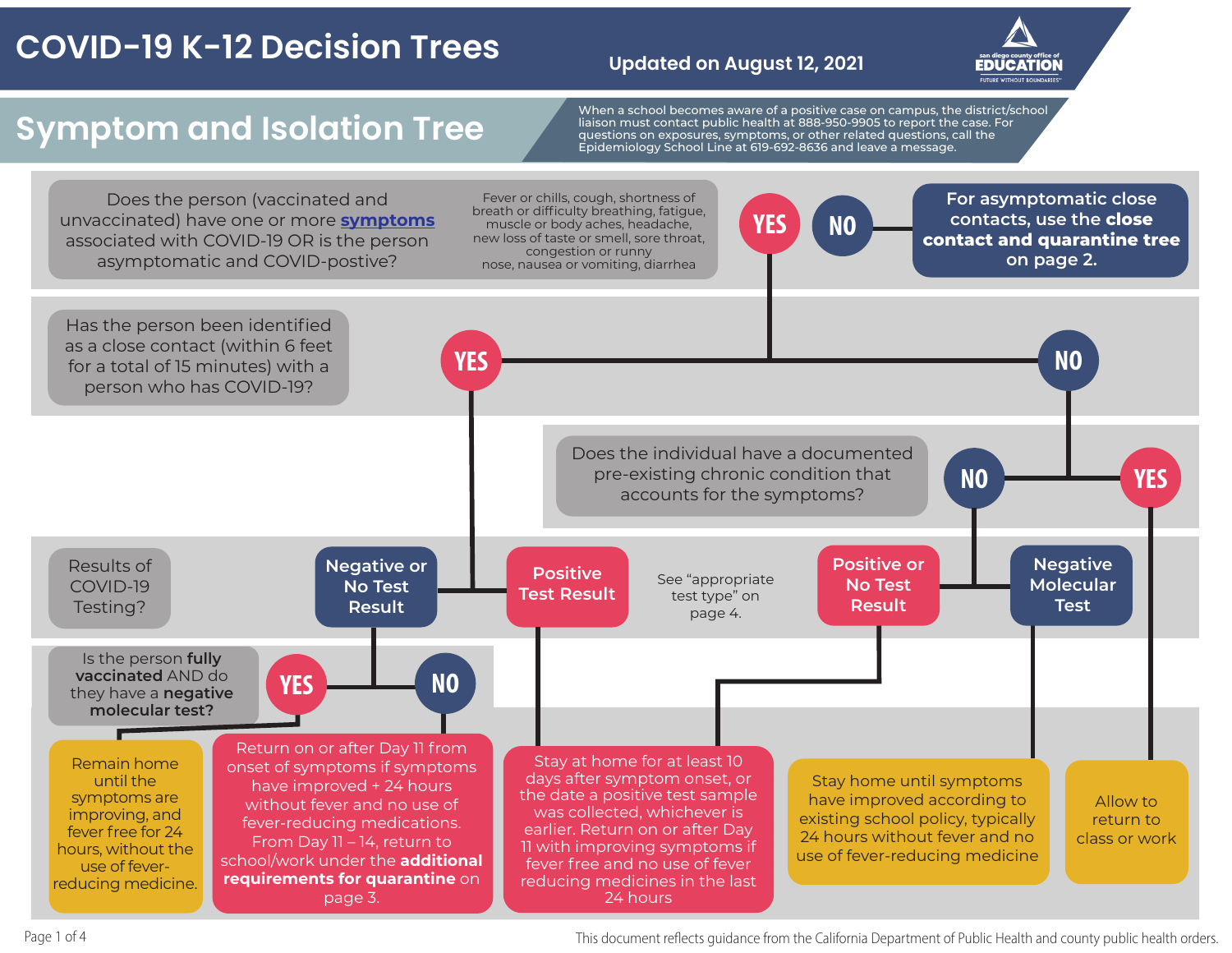# COVID-19 K-12 Decision Trees

**Updated on August 12, 2021**

san diego county office of EDUCATION — FUTURE WITHOUT BOUNDARIES™

## Symptom and Isolation Tree

When a school becomes aware of a positive case on campus, the district/school liaison must contact public health at 888-950-9905 to report the case. For questions on exposures, symptoms, or other related questions, call the Epidemiology School Line at 619-692-8636 and leave a message.

**Does the person (vaccinated and unvaccinated) have one or more symptoms associated with COVID-19 OR is the person asymptomatic and COVID-postive?**

Symptoms: Fever or chills, cough, shortness of breath or difficulty breathing, fatigue, muscle or body aches, headache, new loss of taste or smell, sore throat, congestion or runny nose, nausea or vomiting, diarrhea

- **NO** → For asymptomatic close contacts, use the **close contact and quarantine tree** on page 2.
- **YES** → **Has the person been identified as a close contact (within 6 feet for a total of 15 minutes) with a person who has COVID-19?**
  - **YES** → **Results of COVID-19 Testing?**
    - **Positive Test Result** → Stay at home for at least 10 days after symptom onset, or the date a positive test sample was collected, whichever is earlier. Return on or after Day 11 with improving symptoms if fever free and no use of fever reducing medicines in the last 24 hours
    - **Negative or No Test Result** → **Is the person fully vaccinated AND do they have a negative molecular test?**
      - **YES** → Remain home until the symptoms are improving, and fever free for 24 hours, without the use of fever-reducing medicine.
      - **NO** → Return on or after Day 11 from onset of symptoms if symptoms have improved + 24 hours without fever and no use of fever-reducing medications. From Day 11 – 14, return to school/work under the **additional requirements for quarantine** on page 3.
  - **NO** → **Does the individual have a documented pre-existing chronic condition that accounts for the symptoms?**
    - **YES** → Allow to return to class or work
    - **NO** → **Results of COVID-19 Testing?** (See "appropriate test type" on page 4.)
      - **Positive or No Test Result** → Stay at home for at least 10 days after symptom onset, or the date a positive test sample was collected, whichever is earlier. Return on or after Day 11 with improving symptoms if fever free and no use of fever reducing medicines in the last 24 hours
      - **Negative Molecular Test** → Stay home until symptoms have improved according to existing school policy, typically 24 hours without fever and no use of fever-reducing medicine

This document reflects guidance from the California Department of Public Health and county public health orders.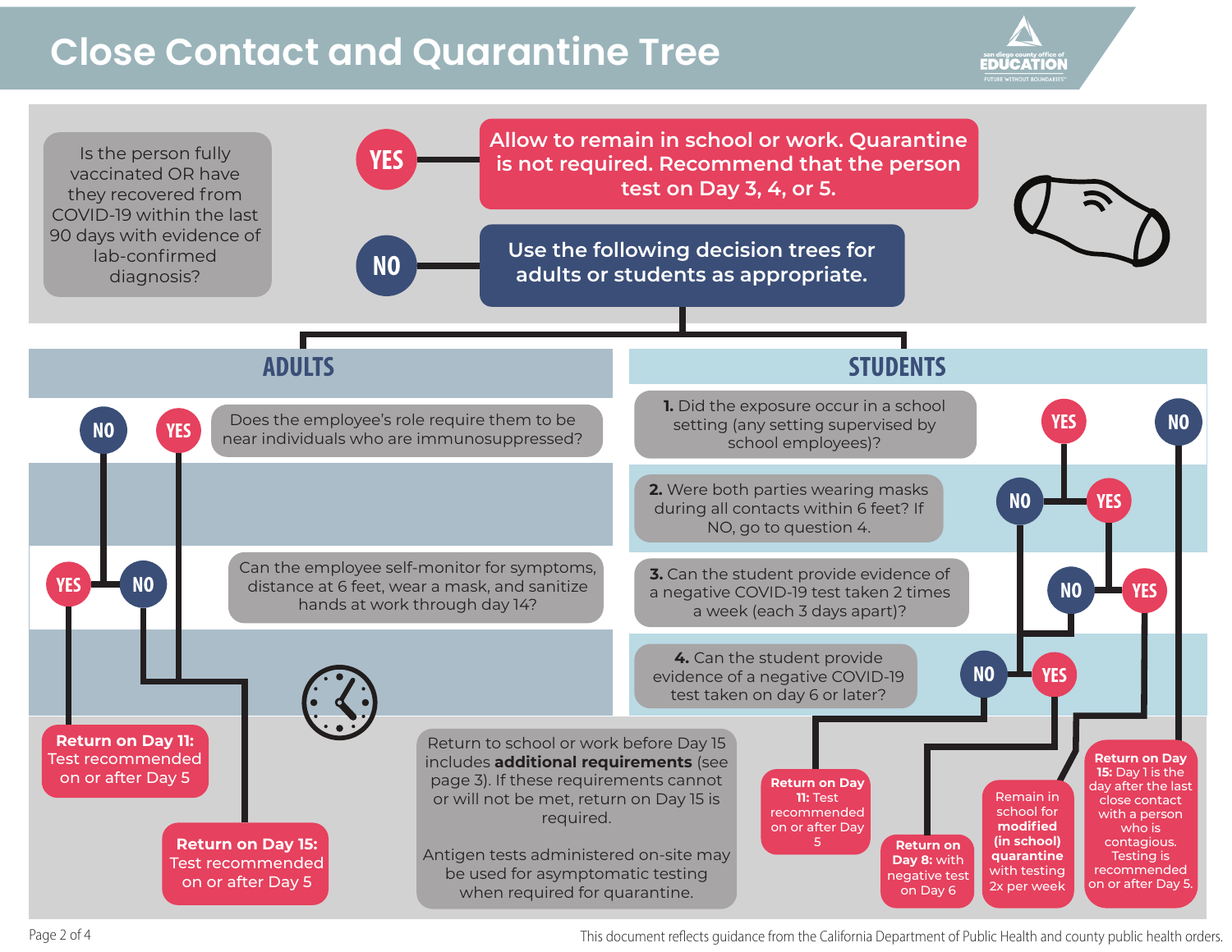# Close Contact and Quarantine Tree

Is the person fully vaccinated OR have they recovered from COVID-19 within the last 90 days with evidence of lab-confirmed diagnosis?

- **YES** → Allow to remain in school or work. Quarantine is not required. Recommend that the person test on Day 3, 4, or 5.
- **NO** → Use the following decision trees for adults or students as appropriate.

## ADULTS

Does the employee's role require them to be near individuals who are immunosuppressed?

- **YES** → **Return on Day 15:** Test recommended on or after Day 5
- **NO** → Can the employee self-monitor for symptoms, distance at 6 feet, wear a mask, and sanitize hands at work through day 14?
  - **YES** → **Return on Day 11:** Test recommended on or after Day 5
  - **NO** → **Return on Day 15:** Test recommended on or after Day 5

## STUDENTS

1. Did the exposure occur in a school setting (any setting supervised by school employees)?
   - **NO** → **Return on Day 15:** Day 1 is the day after the last close contact with a person who is contagious. Testing is recommended on or after Day 5.
   - **YES** → go to question 2.
2. Were both parties wearing masks during all contacts within 6 feet? If NO, go to question 4.
   - **YES** → go to question 3.
   - **NO** → go to question 4.
3. Can the student provide evidence of a negative COVID-19 test taken 2 times a week (each 3 days apart)?
   - **YES** → Remain in school for **modified (in school) quarantine** with testing 2x per week
   - **NO** → go to question 4.
4. Can the student provide evidence of a negative COVID-19 test taken on day 6 or later?
   - **YES** → **Return on Day 8:** with negative test on Day 6
   - **NO** → **Return on Day 11:** Test recommended on or after Day 5

Return to school or work before Day 15 includes **additional requirements** (see page 3). If these requirements cannot or will not be met, return on Day 15 is required.

Antigen tests administered on-site may be used for asymptomatic testing when required for quarantine.

This document reflects guidance from the California Department of Public Health and county public health orders.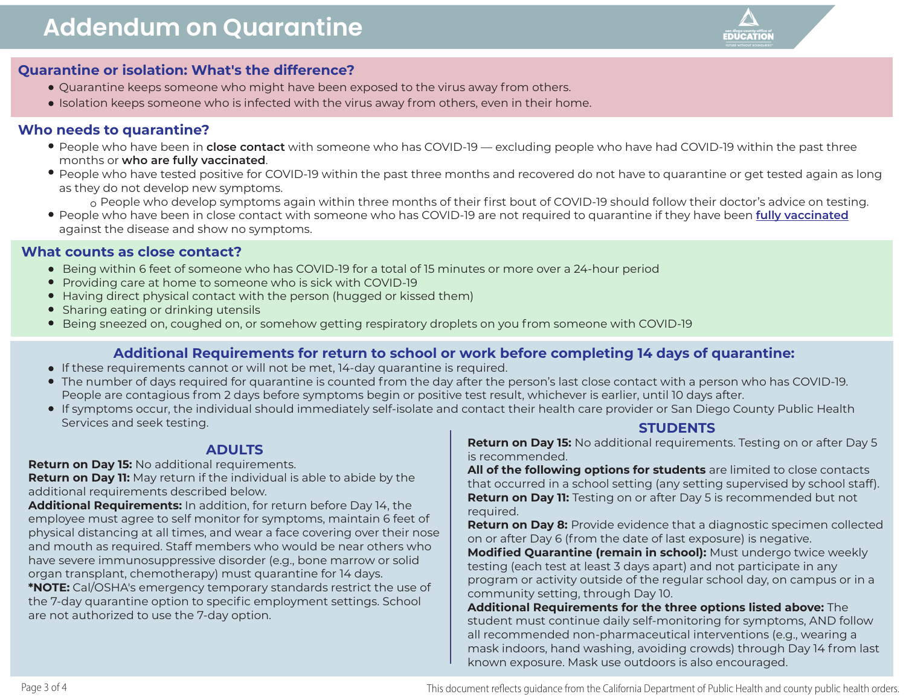# Addendum on Quarantine

## Quarantine or isolation: What's the difference?

- Quarantine keeps someone who might have been exposed to the virus away from others.
- Isolation keeps someone who is infected with the virus away from others, even in their home.

## Who needs to quarantine?

- People who have been in **close contact** with someone who has COVID-19 — excluding people who have had COVID-19 within the past three months or **who are fully vaccinated**.
- People who have tested positive for COVID-19 within the past three months and recovered do not have to quarantine or get tested again as long as they do not develop new symptoms.
  - People who develop symptoms again within three months of their first bout of COVID-19 should follow their doctor's advice on testing.
- People who have been in close contact with someone who has COVID-19 are not required to quarantine if they have been fully vaccinated against the disease and show no symptoms.

## What counts as close contact?

- Being within 6 feet of someone who has COVID-19 for a total of 15 minutes or more over a 24-hour period
- Providing care at home to someone who is sick with COVID-19
- Having direct physical contact with the person (hugged or kissed them)
- Sharing eating or drinking utensils
- Being sneezed on, coughed on, or somehow getting respiratory droplets on you from someone with COVID-19

## Additional Requirements for return to school or work before completing 14 days of quarantine:

- If these requirements cannot or will not be met, 14-day quarantine is required.
- The number of days required for quarantine is counted from the day after the person's last close contact with a person who has COVID-19. People are contagious from 2 days before symptoms begin or positive test result, whichever is earlier, until 10 days after.
- If symptoms occur, the individual should immediately self-isolate and contact their health care provider or San Diego County Public Health Services and seek testing.

### ADULTS

**Return on Day 15:** No additional requirements.
**Return on Day 11:** May return if the individual is able to abide by the additional requirements described below.
**Additional Requirements:** In addition, for return before Day 14, the employee must agree to self monitor for symptoms, maintain 6 feet of physical distancing at all times, and wear a face covering over their nose and mouth as required. Staff members who would be near others who have severe immunosuppressive disorder (e.g., bone marrow or solid organ transplant, chemotherapy) must quarantine for 14 days.
***NOTE:** Cal/OSHA's emergency temporary standards restrict the use of the 7-day quarantine option to specific employment settings. School are not authorized to use the 7-day option.

### STUDENTS

**Return on Day 15:** No additional requirements. Testing on or after Day 5 is recommended.
**All of the following options for students** are limited to close contacts that occurred in a school setting (any setting supervised by school staff).
**Return on Day 11:** Testing on or after Day 5 is recommended but not required.
**Return on Day 8:** Provide evidence that a diagnostic specimen collected on or after Day 6 (from the date of last exposure) is negative.
**Modified Quarantine (remain in school):** Must undergo twice weekly testing (each test at least 3 days apart) and not participate in any program or activity outside of the regular school day, on campus or in a community setting, through Day 10.
**Additional Requirements for the three options listed above:** The student must continue daily self-monitoring for symptoms, AND follow all recommended non-pharmaceutical interventions (e.g., wearing a mask indoors, hand washing, avoiding crowds) through Day 14 from last known exposure. Mask use outdoors is also encouraged.

This document reflects guidance from the California Department of Public Health and county public health orders.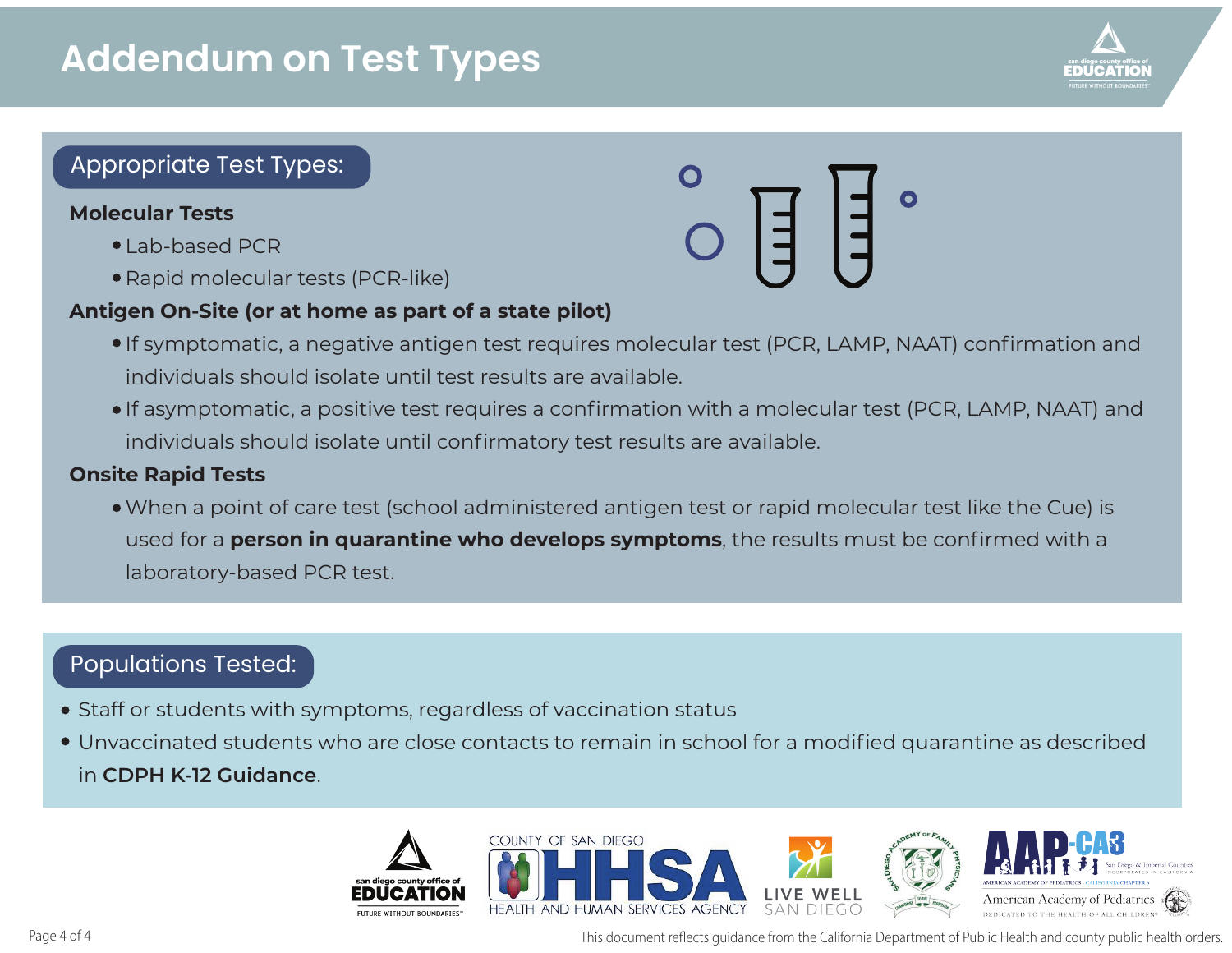# Addendum on Test Types

## Appropriate Test Types:

**Molecular Tests**

- Lab-based PCR
- Rapid molecular tests (PCR-like)

**Antigen On-Site (or at home as part of a state pilot)**

- If symptomatic, a negative antigen test requires molecular test (PCR, LAMP, NAAT) confirmation and individuals should isolate until test results are available.
- If asymptomatic, a positive test requires a confirmation with a molecular test (PCR, LAMP, NAAT) and individuals should isolate until confirmatory test results are available.

**Onsite Rapid Tests**

- When a point of care test (school administered antigen test or rapid molecular test like the Cue) is used for a **person in quarantine who develops symptoms**, the results must be confirmed with a laboratory-based PCR test.

## Populations Tested:

- Staff or students with symptoms, regardless of vaccination status
- Unvaccinated students who are close contacts to remain in school for a modified quarantine as described in **CDPH K-12 Guidance**.

This document reflects guidance from the California Department of Public Health and county public health orders.